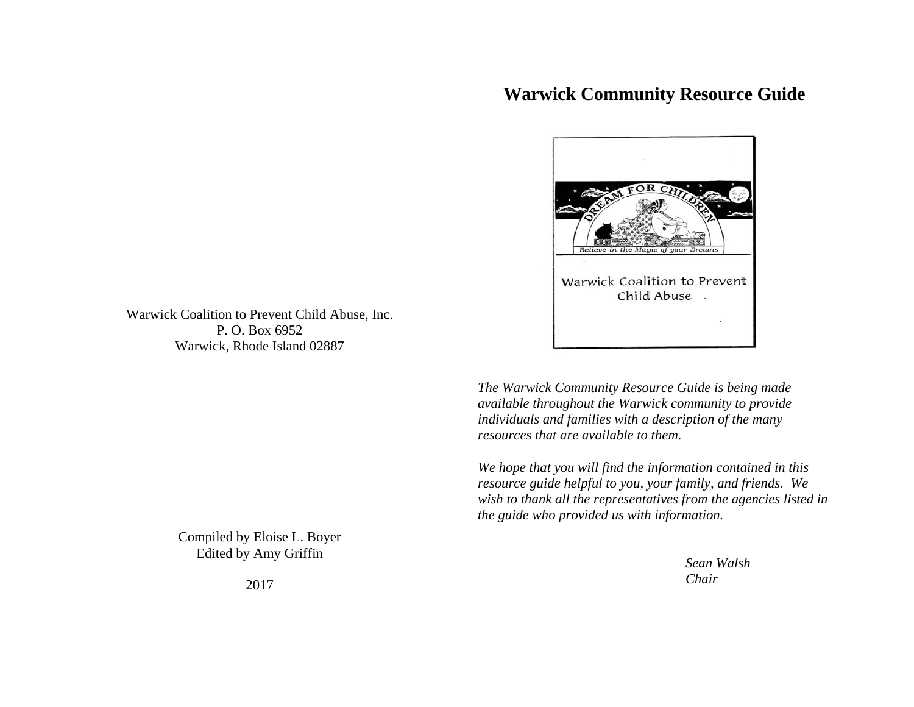Warwick Coalition to Prevent Child Abuse, Inc.
P. O. Box 6952
Warwick, Rhode Island 02887

Compiled by Eloise L. Boyer
Edited by Amy Griffin

2017

# Warwick Community Resource Guide

DREAM FOR CHILDREN

Believe in the Magic of your Dreams

Warwick Coalition to Prevent Child Abuse

*The Warwick Community Resource Guide is being made available throughout the Warwick community to provide individuals and families with a description of the many resources that are available to them.*

*We hope that you will find the information contained in this resource guide helpful to you, your family, and friends. We wish to thank all the representatives from the agencies listed in the guide who provided us with information.*

*Sean Walsh*
*Chair*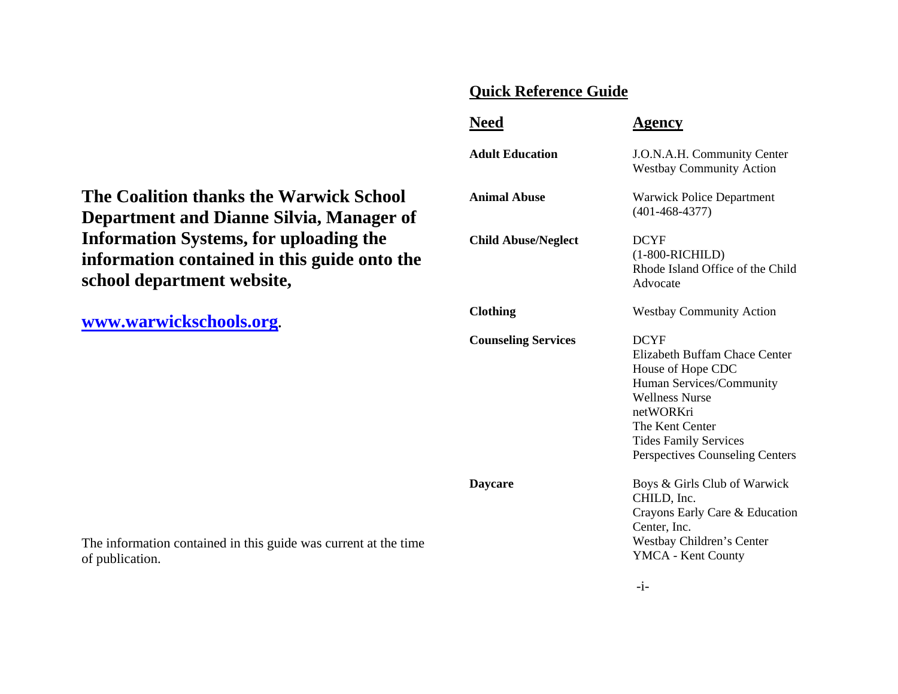**The Coalition thanks the Warwick School Department and Dianne Silvia, Manager of Information Systems, for uploading the information contained in this guide onto the school department website,**

**[www.warwickschools.org](http://www.warwickschools.org)**.

The information contained in this guide was current at the time of publication.

## Quick Reference Guide

| Need | Agency |
|---|---|
| **Adult Education** | J.O.N.A.H. Community Center<br>Westbay Community Action |
| **Animal Abuse** | Warwick Police Department<br>(401-468-4377) |
| **Child Abuse/Neglect** | DCYF<br>(1-800-RICHILD)<br>Rhode Island Office of the Child Advocate |
| **Clothing** | Westbay Community Action |
| **Counseling Services** | DCYF<br>Elizabeth Buffam Chace Center<br>House of Hope CDC<br>Human Services/Community Wellness Nurse<br>netWORKri<br>The Kent Center<br>Tides Family Services<br>Perspectives Counseling Centers |
| **Daycare** | Boys & Girls Club of Warwick<br>CHILD, Inc.<br>Crayons Early Care & Education Center, Inc.<br>Westbay Children's Center<br>YMCA - Kent County |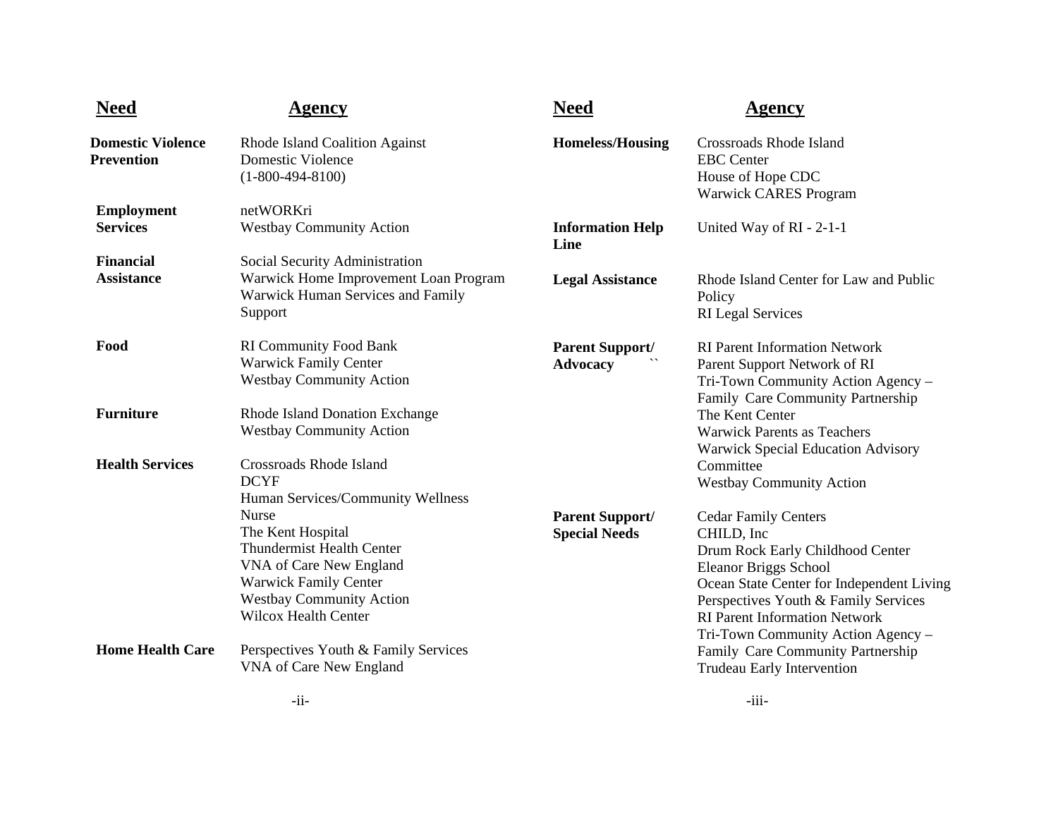| Need | Agency |
|---|---|
| **Domestic Violence Prevention** | Rhode Island Coalition Against Domestic Violence (1-800-494-8100) |
| **Employment Services** | netWORKri<br>Westbay Community Action |
| **Financial Assistance** | Social Security Administration<br>Warwick Home Improvement Loan Program<br>Warwick Human Services and Family Support |
| **Food** | RI Community Food Bank<br>Warwick Family Center<br>Westbay Community Action |
| **Furniture** | Rhode Island Donation Exchange<br>Westbay Community Action |
| **Health Services** | Crossroads Rhode Island<br>DCYF<br>Human Services/Community Wellness Nurse<br>The Kent Hospital<br>Thundermist Health Center<br>VNA of Care New England<br>Warwick Family Center<br>Westbay Community Action<br>Wilcox Health Center |
| **Home Health Care** | Perspectives Youth & Family Services<br>VNA of Care New England |

| Need | Agency |
|---|---|
| **Homeless/Housing** | Crossroads Rhode Island<br>EBC Center<br>House of Hope CDC<br>Warwick CARES Program |
| **Information Help Line** | United Way of RI - 2-1-1 |
| **Legal Assistance** | Rhode Island Center for Law and Public Policy<br>RI Legal Services |
| **Parent Support/ Advocacy** | RI Parent Information Network<br>Parent Support Network of RI<br>Tri-Town Community Action Agency – Family Care Community Partnership<br>The Kent Center<br>Warwick Parents as Teachers<br>Warwick Special Education Advisory Committee<br>Westbay Community Action |
| **Parent Support/ Special Needs** | Cedar Family Centers<br>CHILD, Inc<br>Drum Rock Early Childhood Center<br>Eleanor Briggs School<br>Ocean State Center for Independent Living<br>Perspectives Youth & Family Services<br>RI Parent Information Network<br>Tri-Town Community Action Agency – Family Care Community Partnership<br>Trudeau Early Intervention |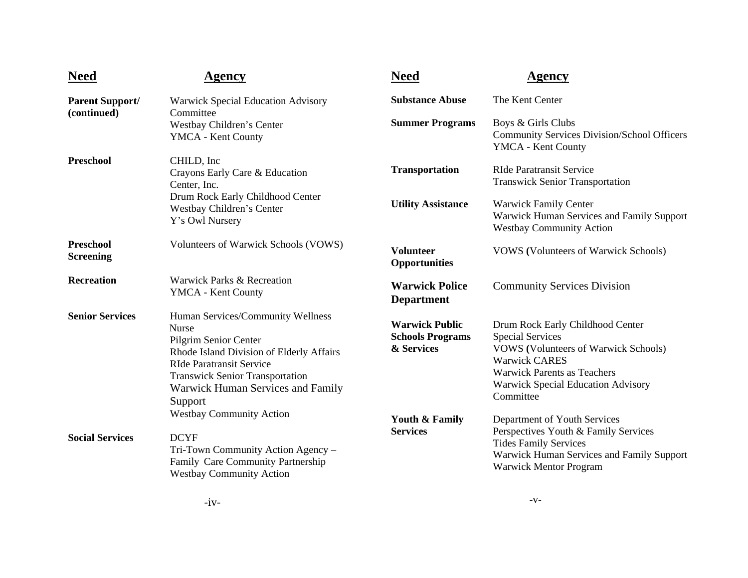| Need | Agency |
| --- | --- |
| **Parent Support/ (continued)** | Warwick Special Education Advisory Committee<br>Westbay Children's Center<br>YMCA - Kent County |
| **Preschool** | CHILD, Inc<br>Crayons Early Care & Education Center, Inc.<br>Drum Rock Early Childhood Center<br>Westbay Children's Center<br>Y's Owl Nursery |
| **Preschool Screening** | Volunteers of Warwick Schools (VOWS) |
| **Recreation** | Warwick Parks & Recreation<br>YMCA - Kent County |
| **Senior Services** | Human Services/Community Wellness Nurse<br>Pilgrim Senior Center<br>Rhode Island Division of Elderly Affairs<br>RIde Paratransit Service<br>Transwick Senior Transportation<br>Warwick Human Services and Family Support<br>Westbay Community Action |
| **Social Services** | DCYF<br>Tri-Town Community Action Agency – Family Care Community Partnership<br>Westbay Community Action |

| Need | Agency |
| --- | --- |
| **Substance Abuse** | The Kent Center |
| **Summer Programs** | Boys & Girls Clubs<br>Community Services Division/School Officers<br>YMCA - Kent County |
| **Transportation** | RIde Paratransit Service<br>Transwick Senior Transportation |
| **Utility Assistance** | Warwick Family Center<br>Warwick Human Services and Family Support<br>Westbay Community Action |
| **Volunteer Opportunities** | VOWS (Volunteers of Warwick Schools) |
| **Warwick Police Department** | Community Services Division |
| **Warwick Public Schools Programs & Services** | Drum Rock Early Childhood Center<br>Special Services<br>VOWS (Volunteers of Warwick Schools)<br>Warwick CARES<br>Warwick Parents as Teachers<br>Warwick Special Education Advisory Committee |
| **Youth & Family Services** | Department of Youth Services<br>Perspectives Youth & Family Services<br>Tides Family Services<br>Warwick Human Services and Family Support<br>Warwick Mentor Program |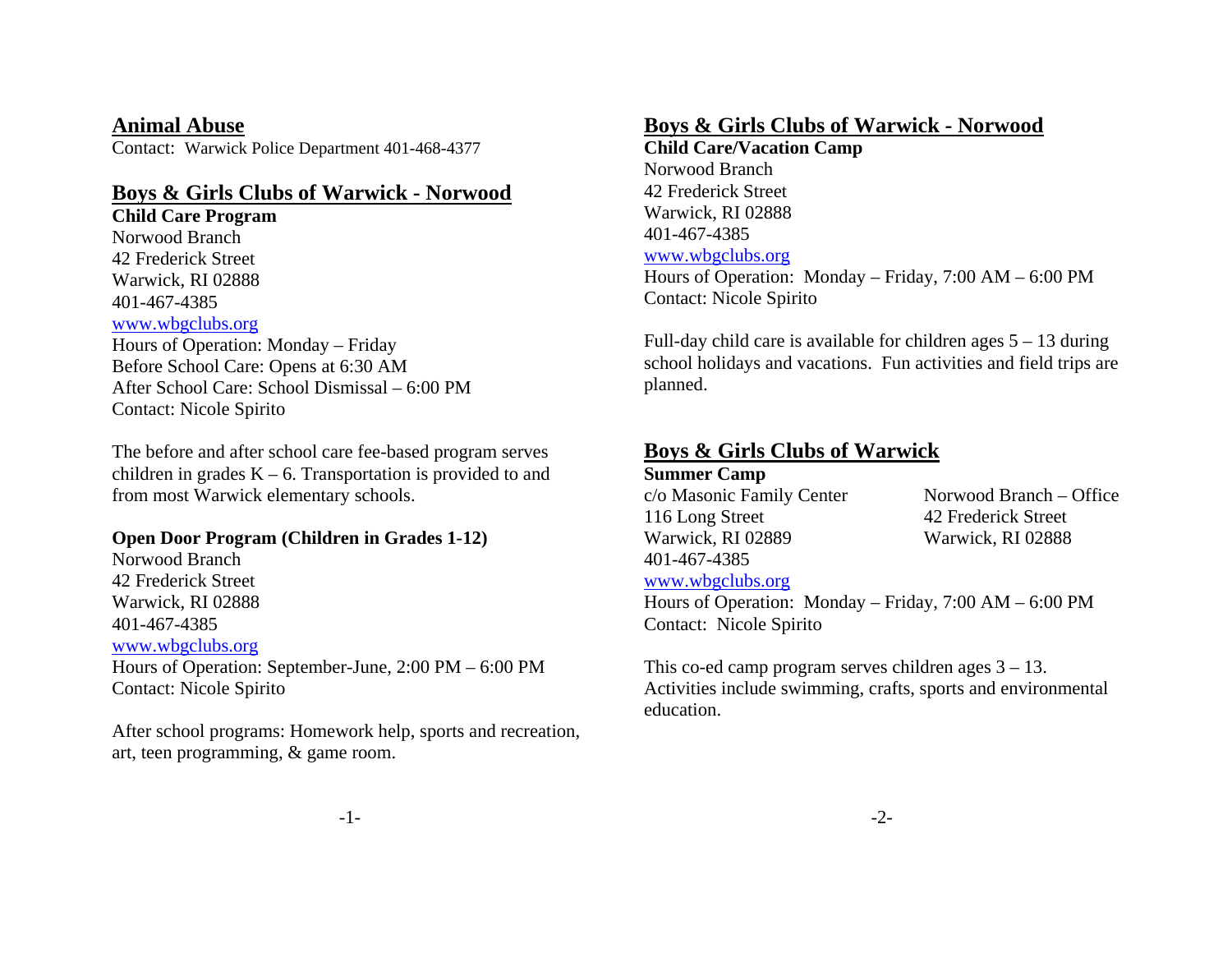## Animal Abuse

Contact: Warwick Police Department 401-468-4377

## Boys & Girls Clubs of Warwick - Norwood

**Child Care Program**

Norwood Branch
42 Frederick Street
Warwick, RI 02888
401-467-4385
www.wbgclubs.org
Hours of Operation: Monday – Friday
Before School Care: Opens at 6:30 AM
After School Care: School Dismissal – 6:00 PM
Contact: Nicole Spirito

The before and after school care fee-based program serves children in grades K – 6. Transportation is provided to and from most Warwick elementary schools.

**Open Door Program (Children in Grades 1-12)**

Norwood Branch
42 Frederick Street
Warwick, RI 02888
401-467-4385
www.wbgclubs.org
Hours of Operation: September-June, 2:00 PM – 6:00 PM
Contact: Nicole Spirito

After school programs: Homework help, sports and recreation, art, teen programming, & game room.

## Boys & Girls Clubs of Warwick - Norwood

**Child Care/Vacation Camp**

Norwood Branch
42 Frederick Street
Warwick, RI 02888
401-467-4385
www.wbgclubs.org
Hours of Operation: Monday – Friday, 7:00 AM – 6:00 PM
Contact: Nicole Spirito

Full-day child care is available for children ages 5 – 13 during school holidays and vacations. Fun activities and field trips are planned.

## Boys & Girls Clubs of Warwick

**Summer Camp**

c/o Masonic Family Center
116 Long Street
Warwick, RI 02889

Norwood Branch – Office
42 Frederick Street
Warwick, RI 02888

401-467-4385
www.wbgclubs.org
Hours of Operation: Monday – Friday, 7:00 AM – 6:00 PM
Contact: Nicole Spirito

This co-ed camp program serves children ages 3 – 13. Activities include swimming, crafts, sports and environmental education.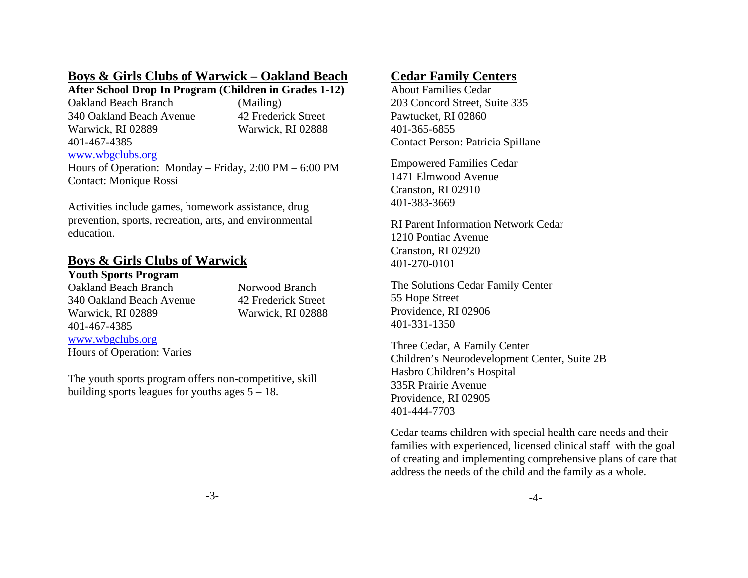## Boys & Girls Clubs of Warwick – Oakland Beach

**After School Drop In Program (Children in Grades 1-12)**

Oakland Beach Branch
340 Oakland Beach Avenue
Warwick, RI 02889
401-467-4385
www.wbgclubs.org

(Mailing)
42 Frederick Street
Warwick, RI 02888

Hours of Operation: Monday – Friday, 2:00 PM – 6:00 PM
Contact: Monique Rossi

Activities include games, homework assistance, drug prevention, sports, recreation, arts, and environmental education.

## Boys & Girls Clubs of Warwick

**Youth Sports Program**

Oakland Beach Branch
340 Oakland Beach Avenue
Warwick, RI 02889
401-467-4385
www.wbgclubs.org
Hours of Operation: Varies

Norwood Branch
42 Frederick Street
Warwick, RI 02888

The youth sports program offers non-competitive, skill building sports leagues for youths ages 5 – 18.

## Cedar Family Centers

About Families Cedar
203 Concord Street, Suite 335
Pawtucket, RI 02860
401-365-6855
Contact Person: Patricia Spillane

Empowered Families Cedar
1471 Elmwood Avenue
Cranston, RI 02910
401-383-3669

RI Parent Information Network Cedar
1210 Pontiac Avenue
Cranston, RI 02920
401-270-0101

The Solutions Cedar Family Center
55 Hope Street
Providence, RI 02906
401-331-1350

Three Cedar, A Family Center
Children's Neurodevelopment Center, Suite 2B
Hasbro Children's Hospital
335R Prairie Avenue
Providence, RI 02905
401-444-7703

Cedar teams children with special health care needs and their families with experienced, licensed clinical staff with the goal of creating and implementing comprehensive plans of care that address the needs of the child and the family as a whole.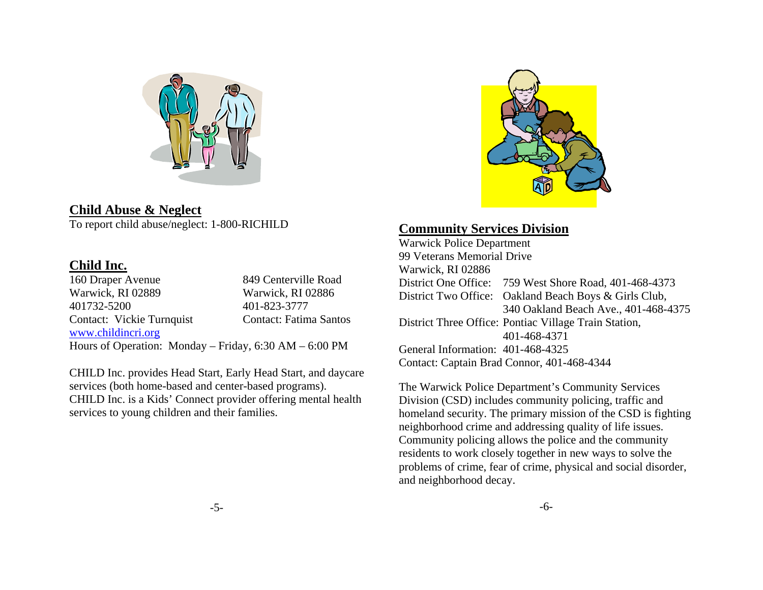## Child Abuse & Neglect

To report child abuse/neglect: 1-800-RICHILD

## Child Inc.

160 Draper Avenue
Warwick, RI 02889
401732-5200
Contact: Vickie Turnquist

849 Centerville Road
Warwick, RI 02886
401-823-3777
Contact: Fatima Santos

www.childincri.org

Hours of Operation: Monday – Friday, 6:30 AM – 6:00 PM

CHILD Inc. provides Head Start, Early Head Start, and daycare services (both home-based and center-based programs). CHILD Inc. is a Kids' Connect provider offering mental health services to young children and their families.

## Community Services Division

Warwick Police Department
99 Veterans Memorial Drive
Warwick, RI 02886
District One Office: 759 West Shore Road, 401-468-4373
District Two Office: Oakland Beach Boys & Girls Club, 340 Oakland Beach Ave., 401-468-4375
District Three Office: Pontiac Village Train Station, 401-468-4371
General Information: 401-468-4325
Contact: Captain Brad Connor, 401-468-4344

The Warwick Police Department's Community Services Division (CSD) includes community policing, traffic and homeland security. The primary mission of the CSD is fighting neighborhood crime and addressing quality of life issues. Community policing allows the police and the community residents to work closely together in new ways to solve the problems of crime, fear of crime, physical and social disorder, and neighborhood decay.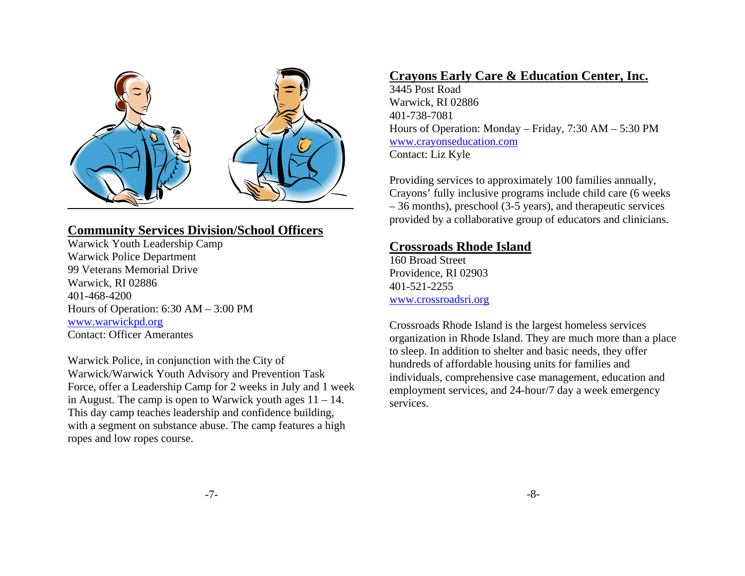## Community Services Division/School Officers

Warwick Youth Leadership Camp
Warwick Police Department
99 Veterans Memorial Drive
Warwick, RI 02886
401-468-4200
Hours of Operation: 6:30 AM – 3:00 PM
www.warwickpd.org
Contact: Officer Amerantes

Warwick Police, in conjunction with the City of Warwick/Warwick Youth Advisory and Prevention Task Force, offer a Leadership Camp for 2 weeks in July and 1 week in August. The camp is open to Warwick youth ages 11 – 14. This day camp teaches leadership and confidence building, with a segment on substance abuse. The camp features a high ropes and low ropes course.

## Crayons Early Care & Education Center, Inc.

3445 Post Road
Warwick, RI 02886
401-738-7081
Hours of Operation: Monday – Friday, 7:30 AM – 5:30 PM
www.crayonseducation.com
Contact: Liz Kyle

Providing services to approximately 100 families annually, Crayons' fully inclusive programs include child care (6 weeks – 36 months), preschool (3-5 years), and therapeutic services provided by a collaborative group of educators and clinicians.

## Crossroads Rhode Island

160 Broad Street
Providence, RI 02903
401-521-2255
www.crossroadsri.org

Crossroads Rhode Island is the largest homeless services organization in Rhode Island. They are much more than a place to sleep. In addition to shelter and basic needs, they offer hundreds of affordable housing units for families and individuals, comprehensive case management, education and employment services, and 24-hour/7 day a week emergency services.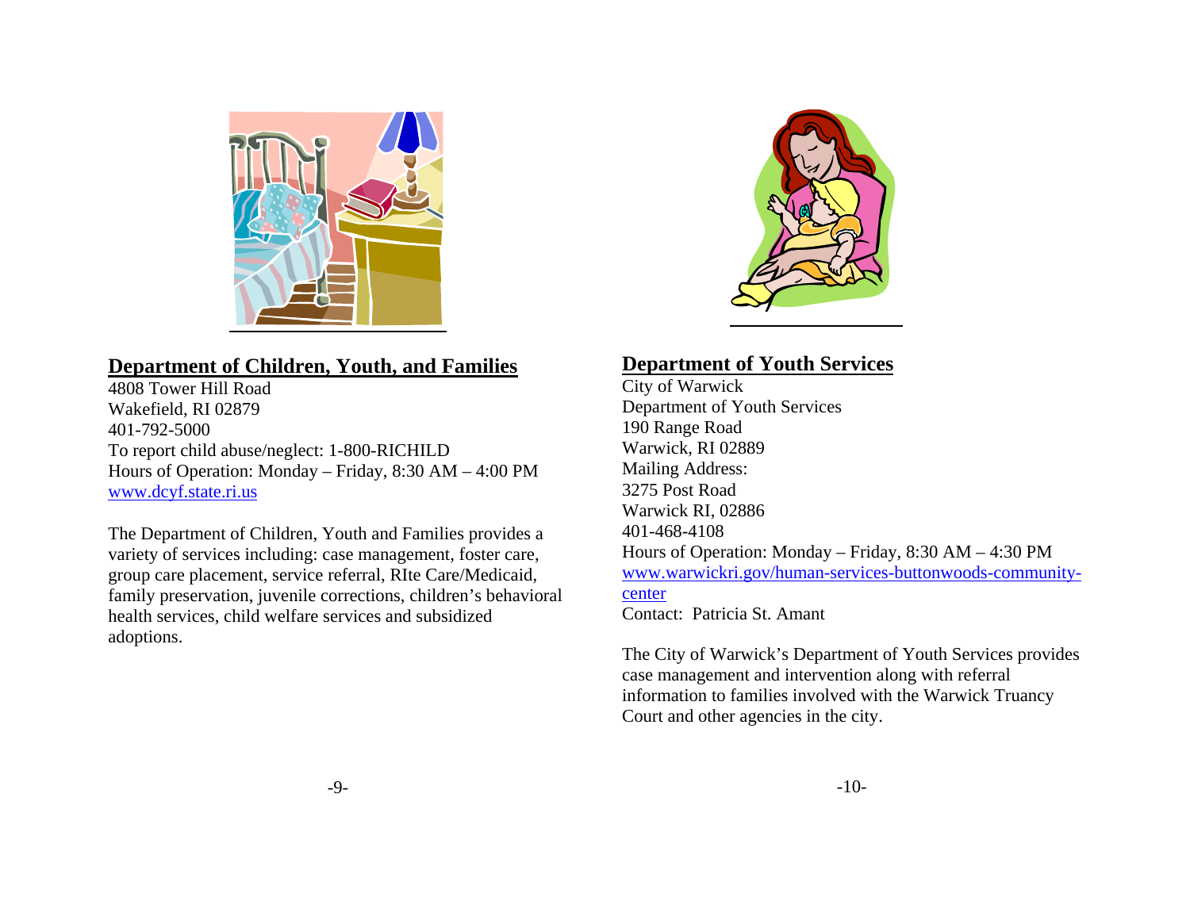## Department of Children, Youth, and Families

4808 Tower Hill Road
Wakefield, RI 02879
401-792-5000
To report child abuse/neglect: 1-800-RICHILD
Hours of Operation: Monday – Friday, 8:30 AM – 4:00 PM
www.dcyf.state.ri.us

The Department of Children, Youth and Families provides a variety of services including: case management, foster care, group care placement, service referral, RIte Care/Medicaid, family preservation, juvenile corrections, children's behavioral health services, child welfare services and subsidized adoptions.

## Department of Youth Services

City of Warwick
Department of Youth Services
190 Range Road
Warwick, RI 02889
Mailing Address:
3275 Post Road
Warwick RI, 02886
401-468-4108
Hours of Operation: Monday – Friday, 8:30 AM – 4:30 PM
www.warwickri.gov/human-services-buttonwoods-community-center
Contact: Patricia St. Amant

The City of Warwick's Department of Youth Services provides case management and intervention along with referral information to families involved with the Warwick Truancy Court and other agencies in the city.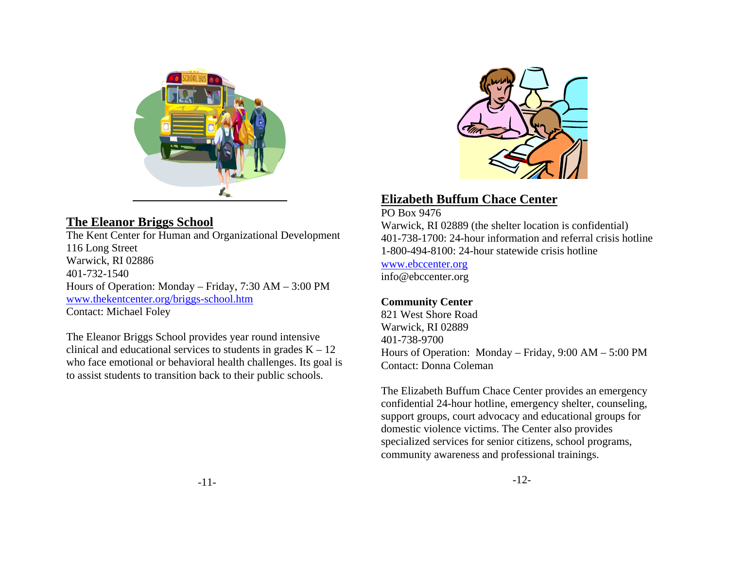## The Eleanor Briggs School

The Kent Center for Human and Organizational Development
116 Long Street
Warwick, RI 02886
401-732-1540
Hours of Operation: Monday – Friday, 7:30 AM – 3:00 PM
www.thekentcenter.org/briggs-school.htm
Contact: Michael Foley

The Eleanor Briggs School provides year round intensive clinical and educational services to students in grades K – 12 who face emotional or behavioral health challenges. Its goal is to assist students to transition back to their public schools.

## Elizabeth Buffum Chace Center

PO Box 9476
Warwick, RI 02889 (the shelter location is confidential)
401-738-1700: 24-hour information and referral crisis hotline
1-800-494-8100: 24-hour statewide crisis hotline
www.ebccenter.org
info@ebccenter.org

**Community Center**
821 West Shore Road
Warwick, RI 02889
401-738-9700
Hours of Operation: Monday – Friday, 9:00 AM – 5:00 PM
Contact: Donna Coleman

The Elizabeth Buffum Chace Center provides an emergency confidential 24-hour hotline, emergency shelter, counseling, support groups, court advocacy and educational groups for domestic violence victims. The Center also provides specialized services for senior citizens, school programs, community awareness and professional trainings.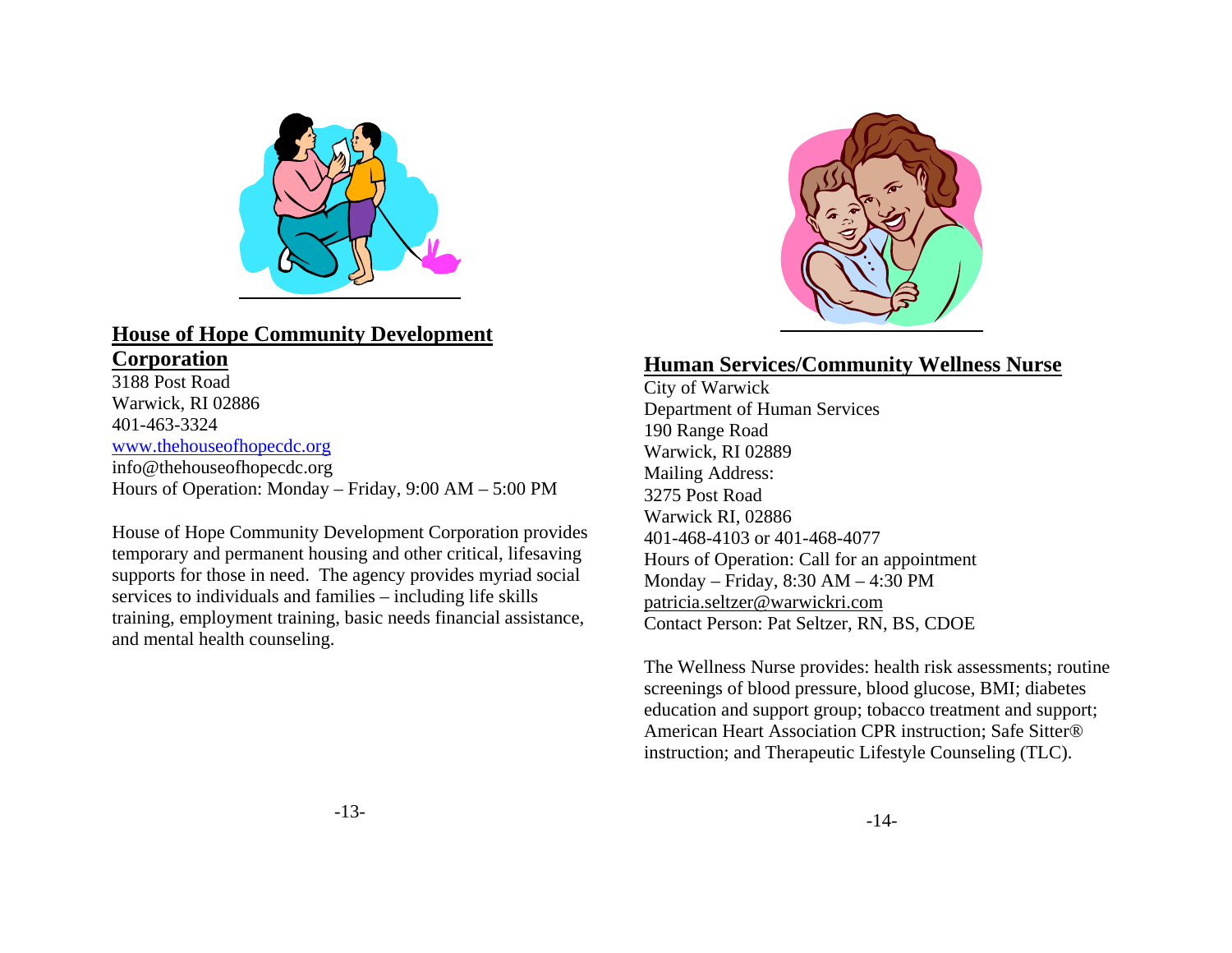## House of Hope Community Development Corporation

3188 Post Road
Warwick, RI 02886
401-463-3324
www.thehouseofhopecdc.org
info@thehouseofhopecdc.org
Hours of Operation: Monday – Friday, 9:00 AM – 5:00 PM

House of Hope Community Development Corporation provides temporary and permanent housing and other critical, lifesaving supports for those in need. The agency provides myriad social services to individuals and families – including life skills training, employment training, basic needs financial assistance, and mental health counseling.

## Human Services/Community Wellness Nurse

City of Warwick
Department of Human Services
190 Range Road
Warwick, RI 02889
Mailing Address:
3275 Post Road
Warwick RI, 02886
401-468-4103 or 401-468-4077
Hours of Operation: Call for an appointment
Monday – Friday, 8:30 AM – 4:30 PM
patricia.seltzer@warwickri.com
Contact Person: Pat Seltzer, RN, BS, CDOE

The Wellness Nurse provides: health risk assessments; routine screenings of blood pressure, blood glucose, BMI; diabetes education and support group; tobacco treatment and support; American Heart Association CPR instruction; Safe Sitter® instruction; and Therapeutic Lifestyle Counseling (TLC).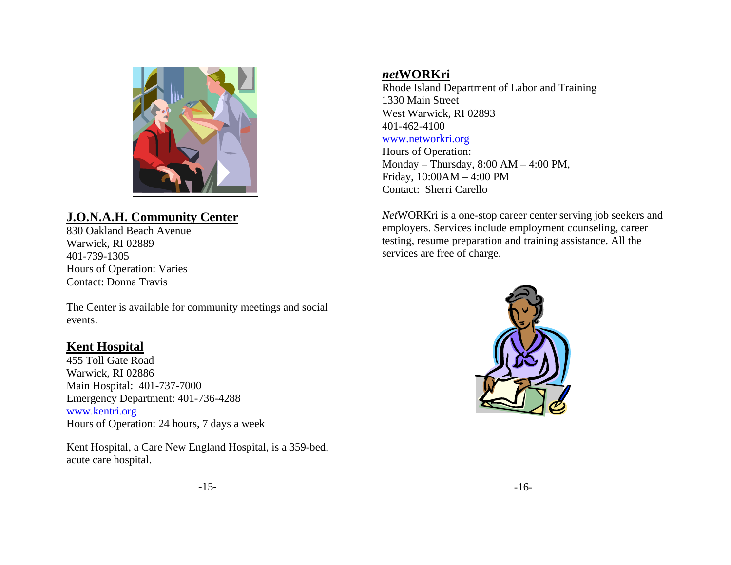## J.O.N.A.H. Community Center

830 Oakland Beach Avenue
Warwick, RI 02889
401-739-1305
Hours of Operation: Varies
Contact: Donna Travis

The Center is available for community meetings and social events.

## Kent Hospital

455 Toll Gate Road
Warwick, RI 02886
Main Hospital: 401-737-7000
Emergency Department: 401-736-4288
www.kentri.org
Hours of Operation: 24 hours, 7 days a week

Kent Hospital, a Care New England Hospital, is a 359-bed, acute care hospital.

## *net*WORKri

Rhode Island Department of Labor and Training
1330 Main Street
West Warwick, RI 02893
401-462-4100
www.networkri.org
Hours of Operation:
Monday – Thursday, 8:00 AM – 4:00 PM,
Friday, 10:00AM – 4:00 PM
Contact: Sherri Carello

*Net*WORKri is a one-stop career center serving job seekers and employers. Services include employment counseling, career testing, resume preparation and training assistance. All the services are free of charge.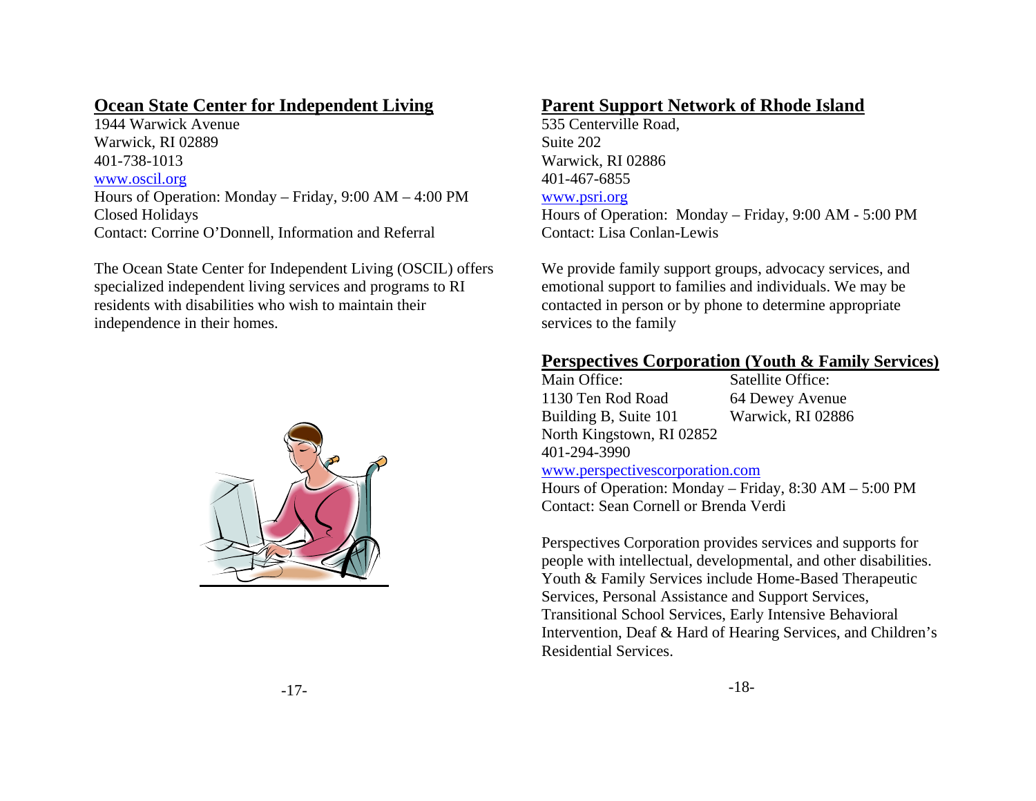## Ocean State Center for Independent Living

1944 Warwick Avenue
Warwick, RI 02889
401-738-1013
www.oscil.org
Hours of Operation: Monday – Friday, 9:00 AM – 4:00 PM
Closed Holidays
Contact: Corrine O'Donnell, Information and Referral

The Ocean State Center for Independent Living (OSCIL) offers specialized independent living services and programs to RI residents with disabilities who wish to maintain their independence in their homes.

## Parent Support Network of Rhode Island

535 Centerville Road,
Suite 202
Warwick, RI 02886
401-467-6855
www.psri.org
Hours of Operation: Monday – Friday, 9:00 AM - 5:00 PM
Contact: Lisa Conlan-Lewis

We provide family support groups, advocacy services, and emotional support to families and individuals. We may be contacted in person or by phone to determine appropriate services to the family

## Perspectives Corporation (Youth & Family Services)

Main Office:
1130 Ten Rod Road
Building B, Suite 101
North Kingstown, RI 02852
401-294-3990

Satellite Office:
64 Dewey Avenue
Warwick, RI 02886

www.perspectivescorporation.com
Hours of Operation: Monday – Friday, 8:30 AM – 5:00 PM
Contact: Sean Cornell or Brenda Verdi

Perspectives Corporation provides services and supports for people with intellectual, developmental, and other disabilities. Youth & Family Services include Home-Based Therapeutic Services, Personal Assistance and Support Services, Transitional School Services, Early Intensive Behavioral Intervention, Deaf & Hard of Hearing Services, and Children's Residential Services.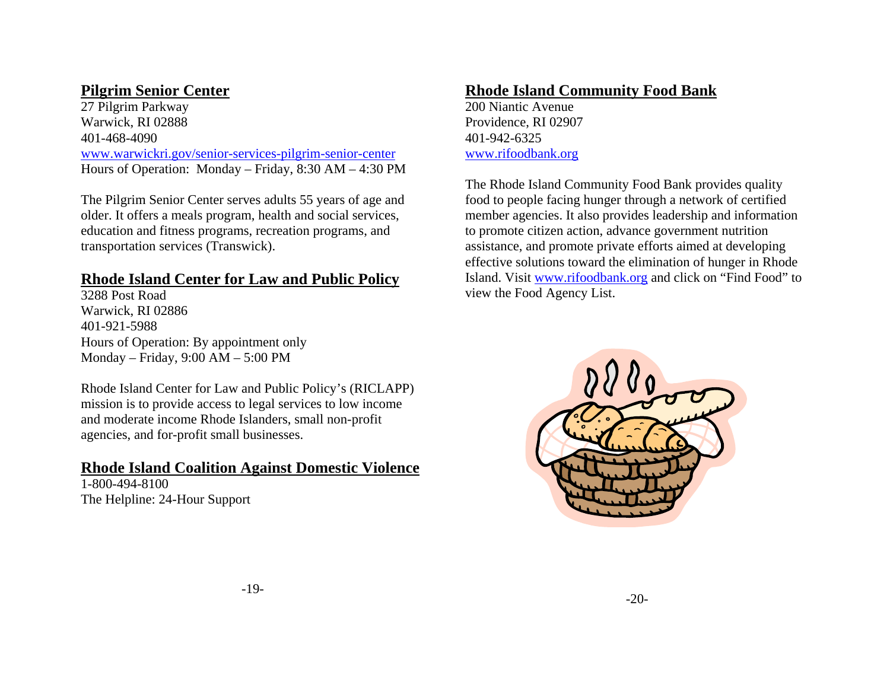## Pilgrim Senior Center

27 Pilgrim Parkway
Warwick, RI 02888
401-468-4090
www.warwickri.gov/senior-services-pilgrim-senior-center
Hours of Operation: Monday – Friday, 8:30 AM – 4:30 PM

The Pilgrim Senior Center serves adults 55 years of age and older. It offers a meals program, health and social services, education and fitness programs, recreation programs, and transportation services (Transwick).

## Rhode Island Center for Law and Public Policy

3288 Post Road
Warwick, RI 02886
401-921-5988
Hours of Operation: By appointment only
Monday – Friday, 9:00 AM – 5:00 PM

Rhode Island Center for Law and Public Policy's (RICLAPP) mission is to provide access to legal services to low income and moderate income Rhode Islanders, small non-profit agencies, and for-profit small businesses.

## Rhode Island Coalition Against Domestic Violence

1-800-494-8100
The Helpline: 24-Hour Support

## Rhode Island Community Food Bank

200 Niantic Avenue
Providence, RI 02907
401-942-6325
www.rifoodbank.org

The Rhode Island Community Food Bank provides quality food to people facing hunger through a network of certified member agencies. It also provides leadership and information to promote citizen action, advance government nutrition assistance, and promote private efforts aimed at developing effective solutions toward the elimination of hunger in Rhode Island. Visit www.rifoodbank.org and click on "Find Food" to view the Food Agency List.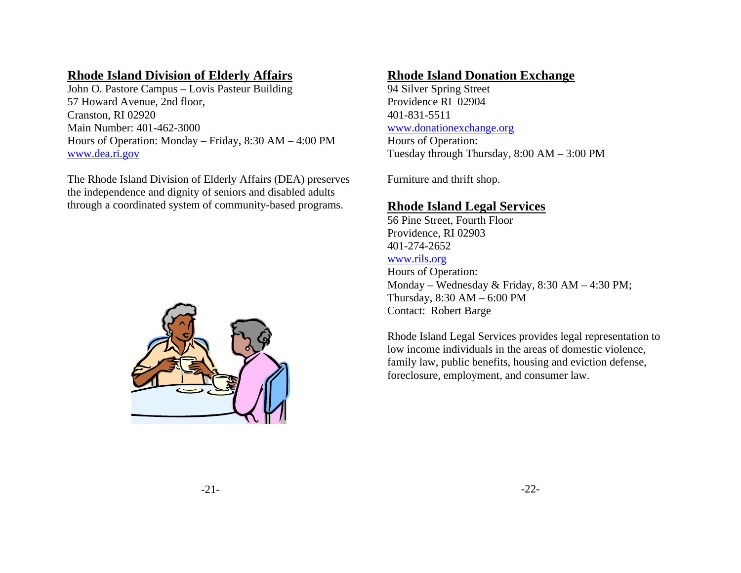## Rhode Island Division of Elderly Affairs

John O. Pastore Campus – Lovis Pasteur Building
57 Howard Avenue, 2nd floor,
Cranston, RI 02920
Main Number: 401-462-3000
Hours of Operation: Monday – Friday, 8:30 AM – 4:00 PM
www.dea.ri.gov

The Rhode Island Division of Elderly Affairs (DEA) preserves the independence and dignity of seniors and disabled adults through a coordinated system of community-based programs.

## Rhode Island Donation Exchange

94 Silver Spring Street
Providence RI 02904
401-831-5511
www.donationexchange.org
Hours of Operation:
Tuesday through Thursday, 8:00 AM – 3:00 PM

Furniture and thrift shop.

## Rhode Island Legal Services

56 Pine Street, Fourth Floor
Providence, RI 02903
401-274-2652
www.rils.org
Hours of Operation:
Monday – Wednesday & Friday, 8:30 AM – 4:30 PM;
Thursday, 8:30 AM – 6:00 PM
Contact: Robert Barge

Rhode Island Legal Services provides legal representation to low income individuals in the areas of domestic violence, family law, public benefits, housing and eviction defense, foreclosure, employment, and consumer law.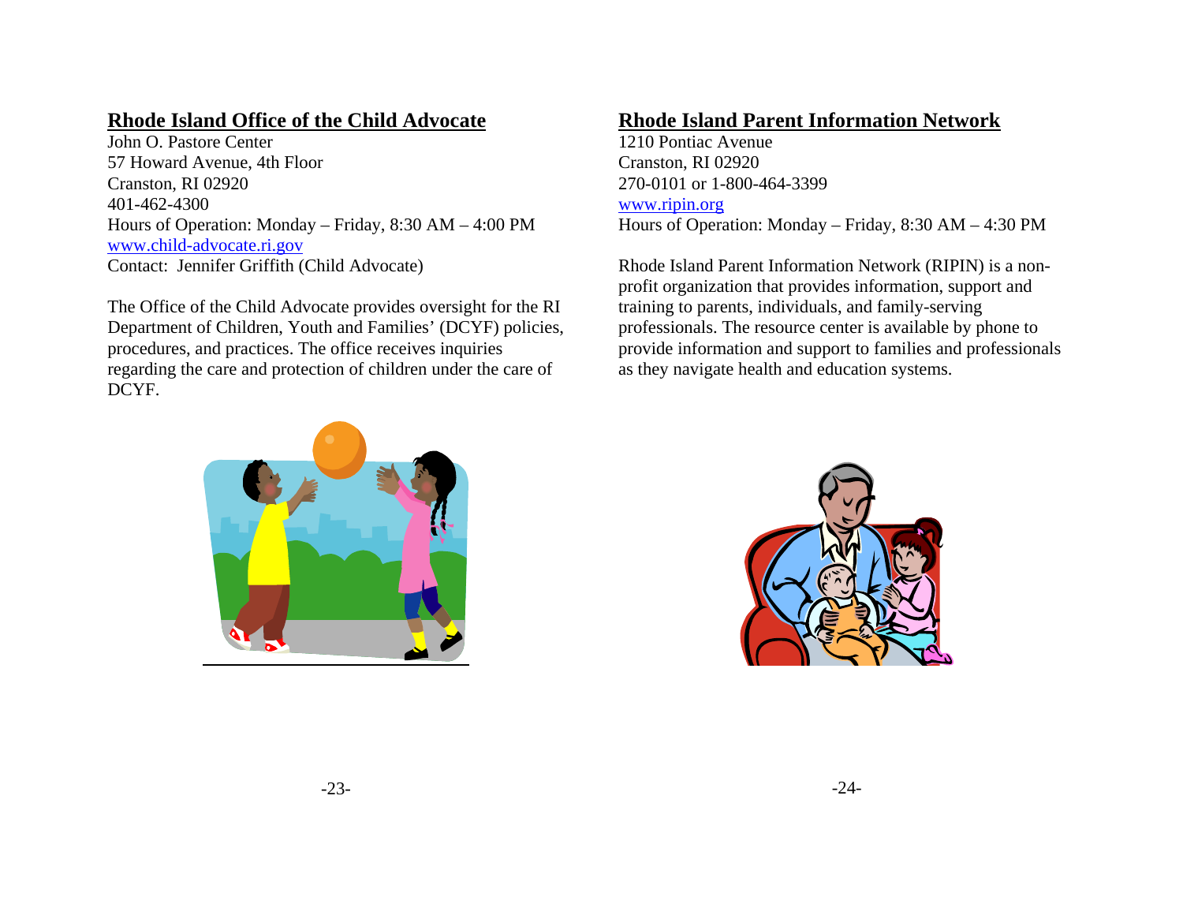## Rhode Island Office of the Child Advocate

John O. Pastore Center
57 Howard Avenue, 4th Floor
Cranston, RI 02920
401-462-4300
Hours of Operation: Monday – Friday, 8:30 AM – 4:00 PM
www.child-advocate.ri.gov
Contact: Jennifer Griffith (Child Advocate)

The Office of the Child Advocate provides oversight for the RI Department of Children, Youth and Families' (DCYF) policies, procedures, and practices. The office receives inquiries regarding the care and protection of children under the care of DCYF.

## Rhode Island Parent Information Network

1210 Pontiac Avenue
Cranston, RI 02920
270-0101 or 1-800-464-3399
www.ripin.org
Hours of Operation: Monday – Friday, 8:30 AM – 4:30 PM

Rhode Island Parent Information Network (RIPIN) is a non-profit organization that provides information, support and training to parents, individuals, and family-serving professionals. The resource center is available by phone to provide information and support to families and professionals as they navigate health and education systems.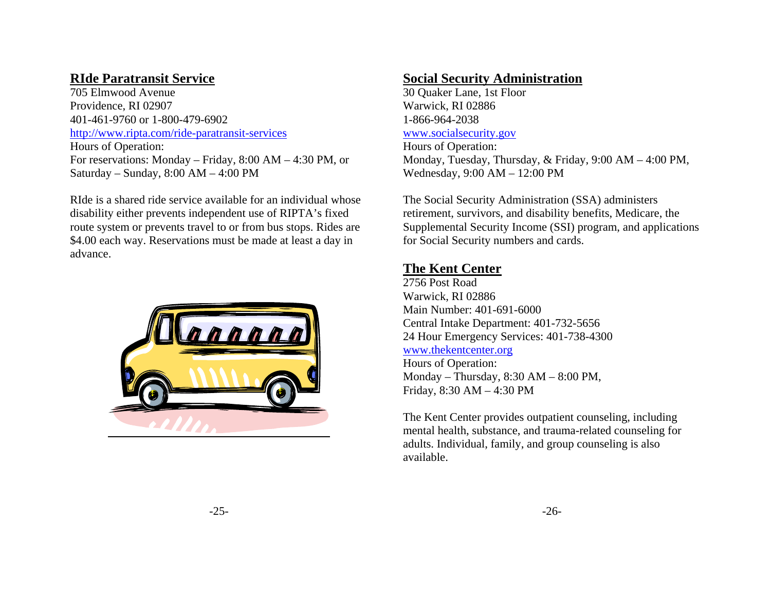## RIde Paratransit Service

705 Elmwood Avenue
Providence, RI 02907
401-461-9760 or 1-800-479-6902
http://www.ripta.com/ride-paratransit-services
Hours of Operation:
For reservations: Monday – Friday, 8:00 AM – 4:30 PM, or
Saturday – Sunday, 8:00 AM – 4:00 PM

RIde is a shared ride service available for an individual whose disability either prevents independent use of RIPTA's fixed route system or prevents travel to or from bus stops. Rides are $4.00 each way. Reservations must be made at least a day in advance.

## Social Security Administration

30 Quaker Lane, 1st Floor
Warwick, RI 02886
1-866-964-2038
www.socialsecurity.gov
Hours of Operation:
Monday, Tuesday, Thursday, & Friday, 9:00 AM – 4:00 PM,
Wednesday, 9:00 AM – 12:00 PM

The Social Security Administration (SSA) administers retirement, survivors, and disability benefits, Medicare, the Supplemental Security Income (SSI) program, and applications for Social Security numbers and cards.

## The Kent Center

2756 Post Road
Warwick, RI 02886
Main Number: 401-691-6000
Central Intake Department: 401-732-5656
24 Hour Emergency Services: 401-738-4300
www.thekentcenter.org
Hours of Operation:
Monday – Thursday, 8:30 AM – 8:00 PM,
Friday, 8:30 AM – 4:30 PM

The Kent Center provides outpatient counseling, including mental health, substance, and trauma-related counseling for adults. Individual, family, and group counseling is also available.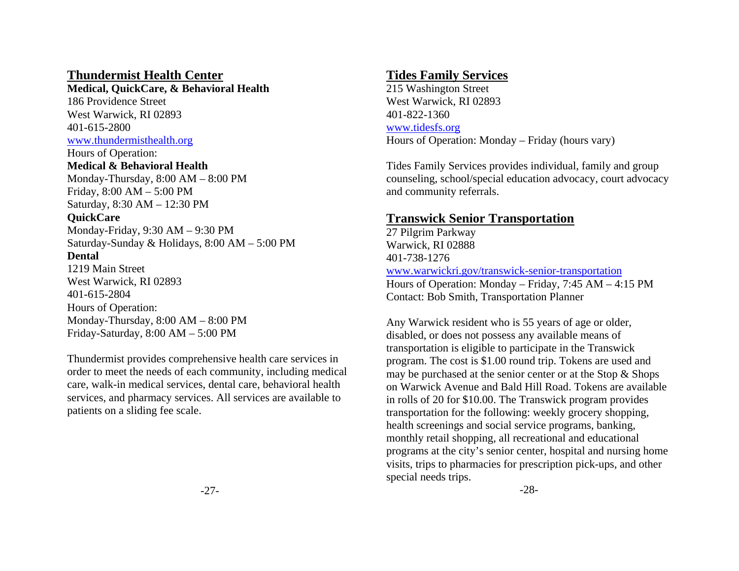## Thundermist Health Center

**Medical, QuickCare, & Behavioral Health**
186 Providence Street
West Warwick, RI 02893
401-615-2800
www.thundermisthealth.org
Hours of Operation:
**Medical & Behavioral Health**
Monday-Thursday, 8:00 AM – 8:00 PM
Friday, 8:00 AM – 5:00 PM
Saturday, 8:30 AM – 12:30 PM
**QuickCare**
Monday-Friday, 9:30 AM – 9:30 PM
Saturday-Sunday & Holidays, 8:00 AM – 5:00 PM
**Dental**
1219 Main Street
West Warwick, RI 02893
401-615-2804
Hours of Operation:
Monday-Thursday, 8:00 AM – 8:00 PM
Friday-Saturday, 8:00 AM – 5:00 PM

Thundermist provides comprehensive health care services in order to meet the needs of each community, including medical care, walk-in medical services, dental care, behavioral health services, and pharmacy services. All services are available to patients on a sliding fee scale.

## Tides Family Services

215 Washington Street
West Warwick, RI 02893
401-822-1360
www.tidesfs.org
Hours of Operation: Monday – Friday (hours vary)

Tides Family Services provides individual, family and group counseling, school/special education advocacy, court advocacy and community referrals.

## Transwick Senior Transportation

27 Pilgrim Parkway
Warwick, RI 02888
401-738-1276
www.warwickri.gov/transwick-senior-transportation
Hours of Operation: Monday – Friday, 7:45 AM – 4:15 PM
Contact: Bob Smith, Transportation Planner

Any Warwick resident who is 55 years of age or older, disabled, or does not possess any available means of transportation is eligible to participate in the Transwick program. The cost is $1.00 round trip. Tokens are used and may be purchased at the senior center or at the Stop & Shops on Warwick Avenue and Bald Hill Road. Tokens are available in rolls of 20 for $10.00. The Transwick program provides transportation for the following: weekly grocery shopping, health screenings and social service programs, banking, monthly retail shopping, all recreational and educational programs at the city's senior center, hospital and nursing home visits, trips to pharmacies for prescription pick-ups, and other special needs trips.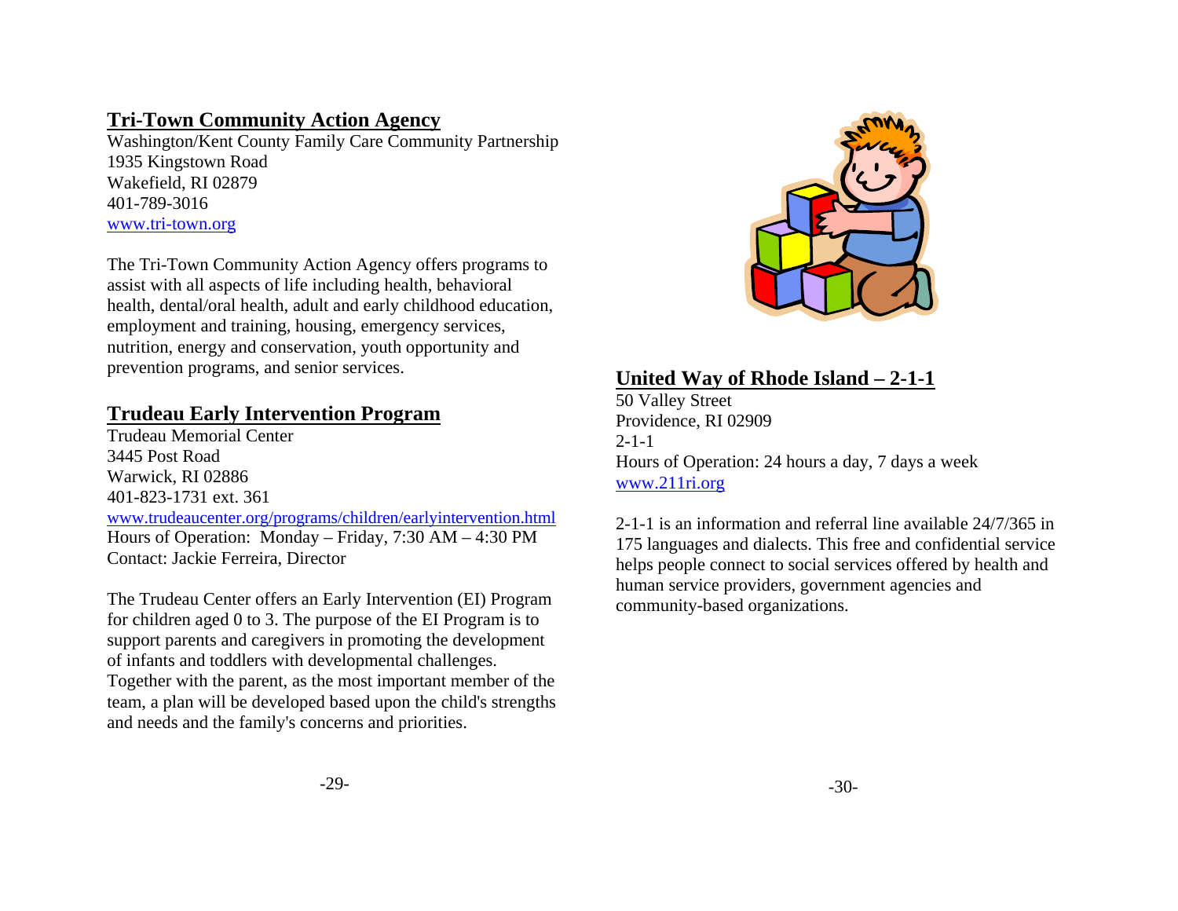## Tri-Town Community Action Agency

Washington/Kent County Family Care Community Partnership
1935 Kingstown Road
Wakefield, RI 02879
401-789-3016
www.tri-town.org

The Tri-Town Community Action Agency offers programs to assist with all aspects of life including health, behavioral health, dental/oral health, adult and early childhood education, employment and training, housing, emergency services, nutrition, energy and conservation, youth opportunity and prevention programs, and senior services.

## Trudeau Early Intervention Program

Trudeau Memorial Center
3445 Post Road
Warwick, RI 02886
401-823-1731 ext. 361
www.trudeaucenter.org/programs/children/earlyintervention.html
Hours of Operation: Monday – Friday, 7:30 AM – 4:30 PM
Contact: Jackie Ferreira, Director

The Trudeau Center offers an Early Intervention (EI) Program for children aged 0 to 3. The purpose of the EI Program is to support parents and caregivers in promoting the development of infants and toddlers with developmental challenges. Together with the parent, as the most important member of the team, a plan will be developed based upon the child's strengths and needs and the family's concerns and priorities.

## United Way of Rhode Island – 2-1-1

50 Valley Street
Providence, RI 02909
2-1-1
Hours of Operation: 24 hours a day, 7 days a week
www.211ri.org

2-1-1 is an information and referral line available 24/7/365 in 175 languages and dialects. This free and confidential service helps people connect to social services offered by health and human service providers, government agencies and community-based organizations.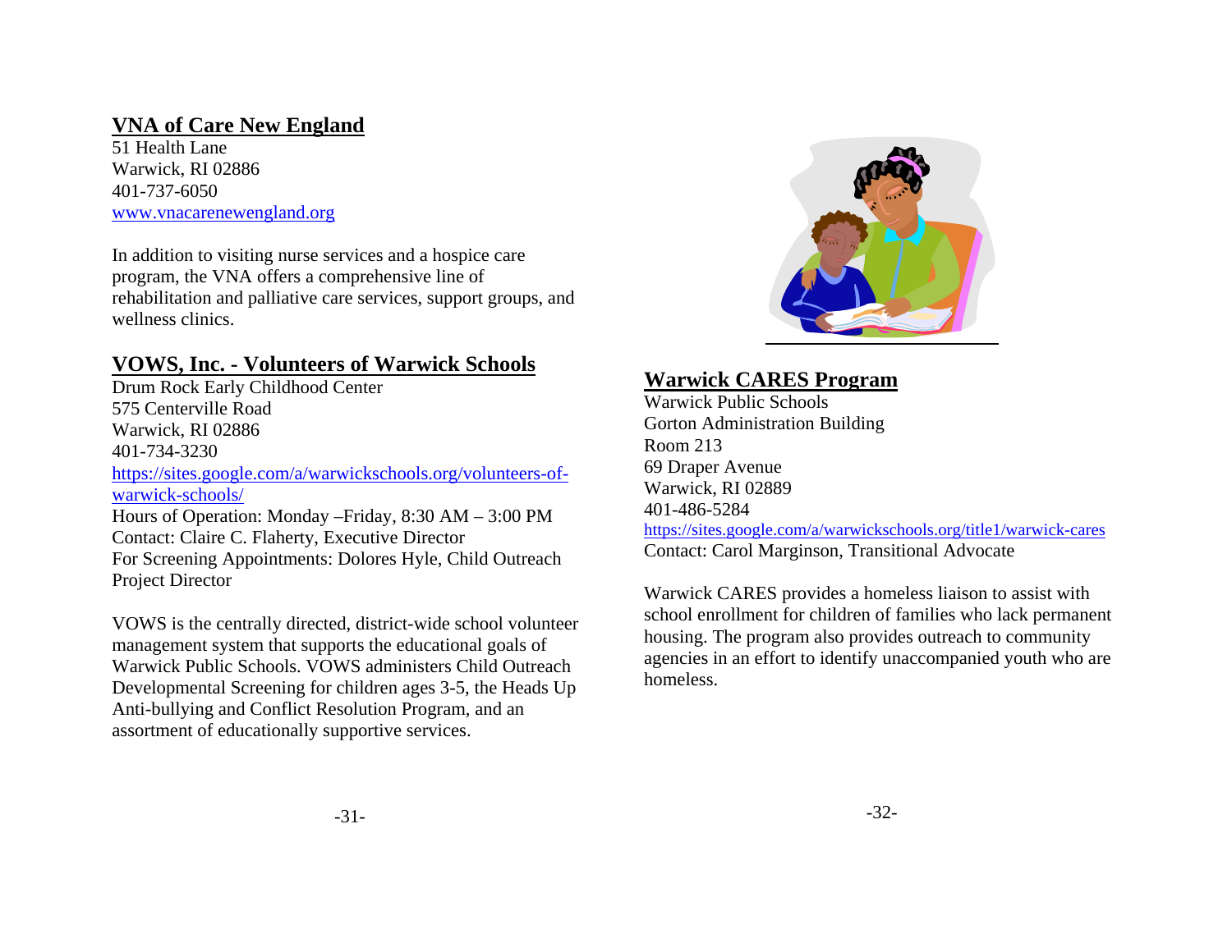## VNA of Care New England

51 Health Lane
Warwick, RI 02886
401-737-6050
www.vnacarenewengland.org

In addition to visiting nurse services and a hospice care program, the VNA offers a comprehensive line of rehabilitation and palliative care services, support groups, and wellness clinics.

## VOWS, Inc. - Volunteers of Warwick Schools

Drum Rock Early Childhood Center
575 Centerville Road
Warwick, RI 02886
401-734-3230
https://sites.google.com/a/warwickschools.org/volunteers-of-warwick-schools/
Hours of Operation: Monday –Friday, 8:30 AM – 3:00 PM
Contact: Claire C. Flaherty, Executive Director
For Screening Appointments: Dolores Hyle, Child Outreach Project Director

VOWS is the centrally directed, district-wide school volunteer management system that supports the educational goals of Warwick Public Schools. VOWS administers Child Outreach Developmental Screening for children ages 3-5, the Heads Up Anti-bullying and Conflict Resolution Program, and an assortment of educationally supportive services.

## Warwick CARES Program

Warwick Public Schools
Gorton Administration Building
Room 213
69 Draper Avenue
Warwick, RI 02889
401-486-5284
https://sites.google.com/a/warwickschools.org/title1/warwick-cares
Contact: Carol Marginson, Transitional Advocate

Warwick CARES provides a homeless liaison to assist with school enrollment for children of families who lack permanent housing. The program also provides outreach to community agencies in an effort to identify unaccompanied youth who are homeless.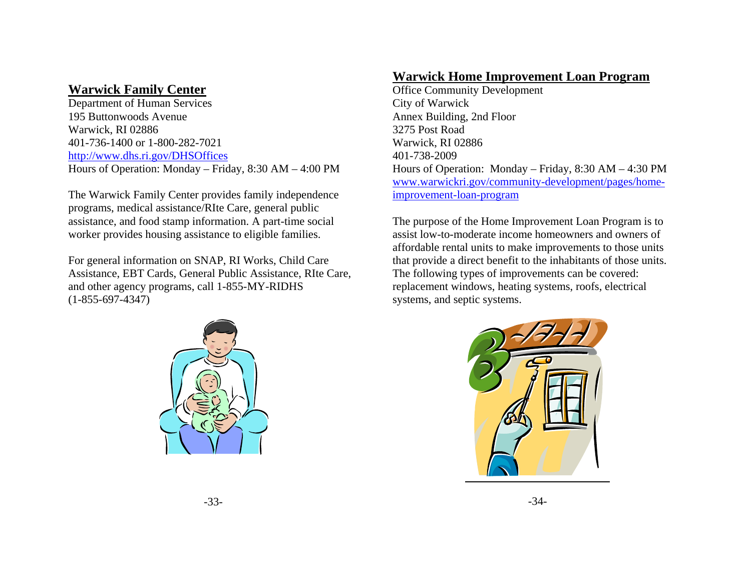## Warwick Family Center

Department of Human Services
195 Buttonwoods Avenue
Warwick, RI 02886
401-736-1400 or 1-800-282-7021
http://www.dhs.ri.gov/DHSOffices
Hours of Operation: Monday – Friday, 8:30 AM – 4:00 PM

The Warwick Family Center provides family independence programs, medical assistance/RIte Care, general public assistance, and food stamp information. A part-time social worker provides housing assistance to eligible families.

For general information on SNAP, RI Works, Child Care Assistance, EBT Cards, General Public Assistance, RIte Care, and other agency programs, call 1-855-MY-RIDHS (1-855-697-4347)

## Warwick Home Improvement Loan Program

Office Community Development
City of Warwick
Annex Building, 2nd Floor
3275 Post Road
Warwick, RI 02886
401-738-2009
Hours of Operation: Monday – Friday, 8:30 AM – 4:30 PM
www.warwickri.gov/community-development/pages/home-improvement-loan-program

The purpose of the Home Improvement Loan Program is to assist low-to-moderate income homeowners and owners of affordable rental units to make improvements to those units that provide a direct benefit to the inhabitants of those units. The following types of improvements can be covered: replacement windows, heating systems, roofs, electrical systems, and septic systems.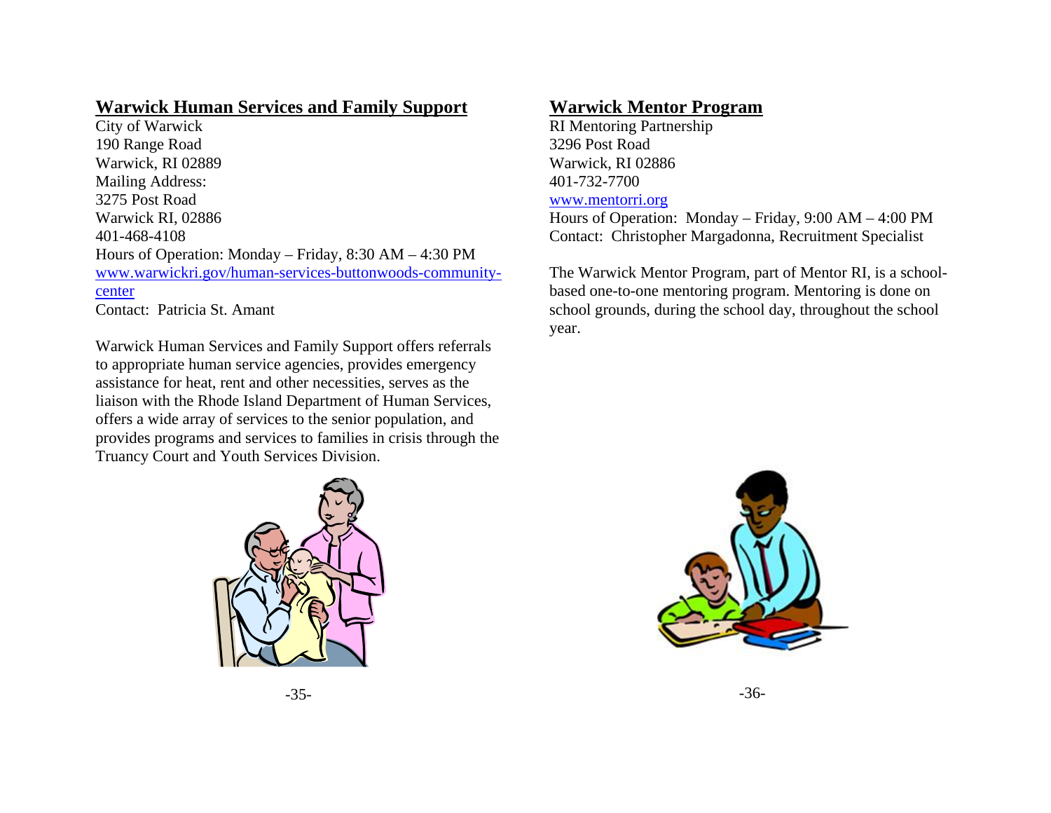## Warwick Human Services and Family Support

City of Warwick
190 Range Road
Warwick, RI 02889
Mailing Address:
3275 Post Road
Warwick RI, 02886
401-468-4108
Hours of Operation: Monday – Friday, 8:30 AM – 4:30 PM
www.warwickri.gov/human-services-buttonwoods-community-center
Contact: Patricia St. Amant

Warwick Human Services and Family Support offers referrals to appropriate human service agencies, provides emergency assistance for heat, rent and other necessities, serves as the liaison with the Rhode Island Department of Human Services, offers a wide array of services to the senior population, and provides programs and services to families in crisis through the Truancy Court and Youth Services Division.

## Warwick Mentor Program

RI Mentoring Partnership
3296 Post Road
Warwick, RI 02886
401-732-7700
www.mentorri.org
Hours of Operation: Monday – Friday, 9:00 AM – 4:00 PM
Contact: Christopher Margadonna, Recruitment Specialist

The Warwick Mentor Program, part of Mentor RI, is a school-based one-to-one mentoring program. Mentoring is done on school grounds, during the school day, throughout the school year.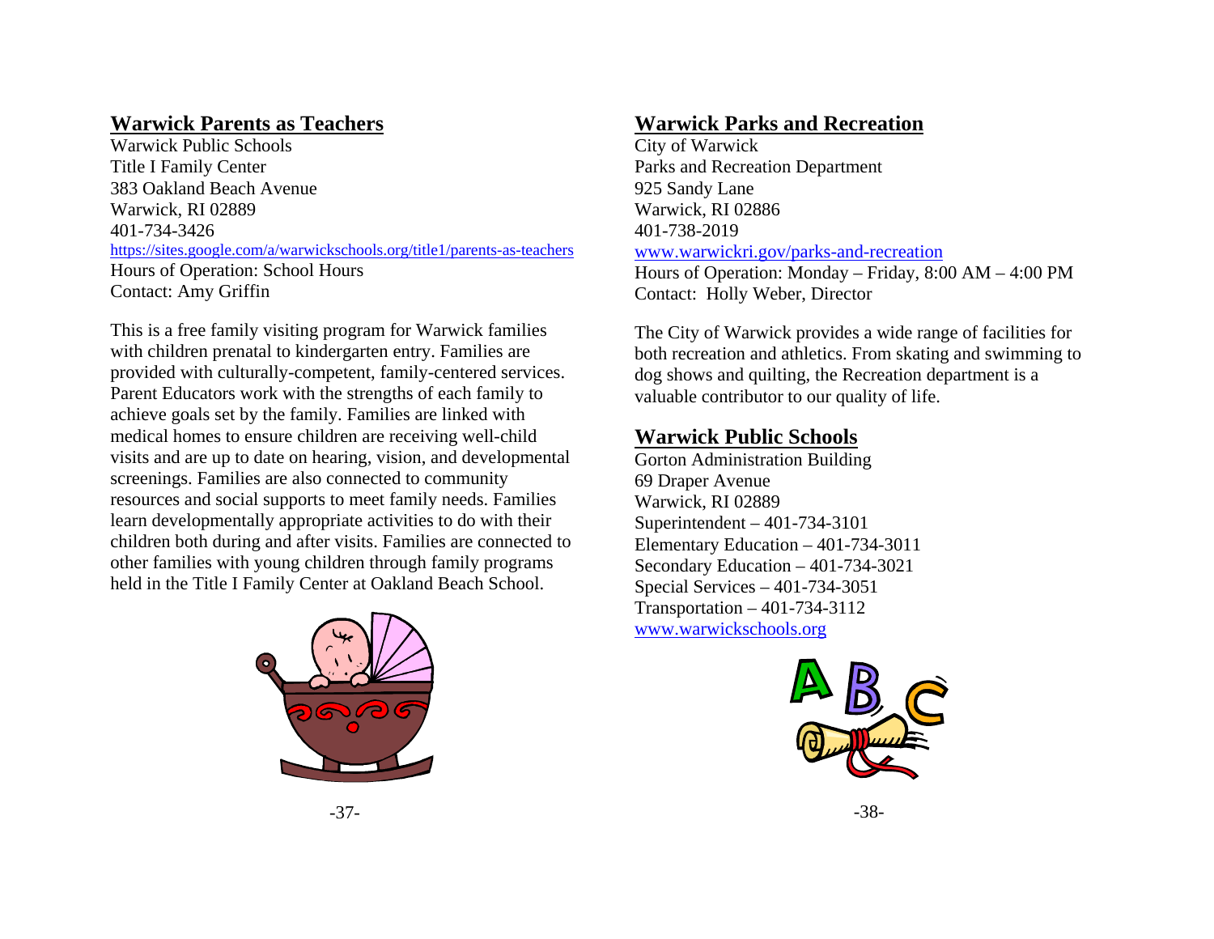## Warwick Parents as Teachers

Warwick Public Schools
Title I Family Center
383 Oakland Beach Avenue
Warwick, RI 02889
401-734-3426
https://sites.google.com/a/warwickschools.org/title1/parents-as-teachers
Hours of Operation: School Hours
Contact: Amy Griffin

This is a free family visiting program for Warwick families with children prenatal to kindergarten entry. Families are provided with culturally-competent, family-centered services. Parent Educators work with the strengths of each family to achieve goals set by the family. Families are linked with medical homes to ensure children are receiving well-child visits and are up to date on hearing, vision, and developmental screenings. Families are also connected to community resources and social supports to meet family needs. Families learn developmentally appropriate activities to do with their children both during and after visits. Families are connected to other families with young children through family programs held in the Title I Family Center at Oakland Beach School.

## Warwick Parks and Recreation

City of Warwick
Parks and Recreation Department
925 Sandy Lane
Warwick, RI 02886
401-738-2019
www.warwickri.gov/parks-and-recreation
Hours of Operation: Monday – Friday, 8:00 AM – 4:00 PM
Contact: Holly Weber, Director

The City of Warwick provides a wide range of facilities for both recreation and athletics. From skating and swimming to dog shows and quilting, the Recreation department is a valuable contributor to our quality of life.

## Warwick Public Schools

Gorton Administration Building
69 Draper Avenue
Warwick, RI 02889
Superintendent – 401-734-3101
Elementary Education – 401-734-3011
Secondary Education – 401-734-3021
Special Services – 401-734-3051
Transportation – 401-734-3112
www.warwickschools.org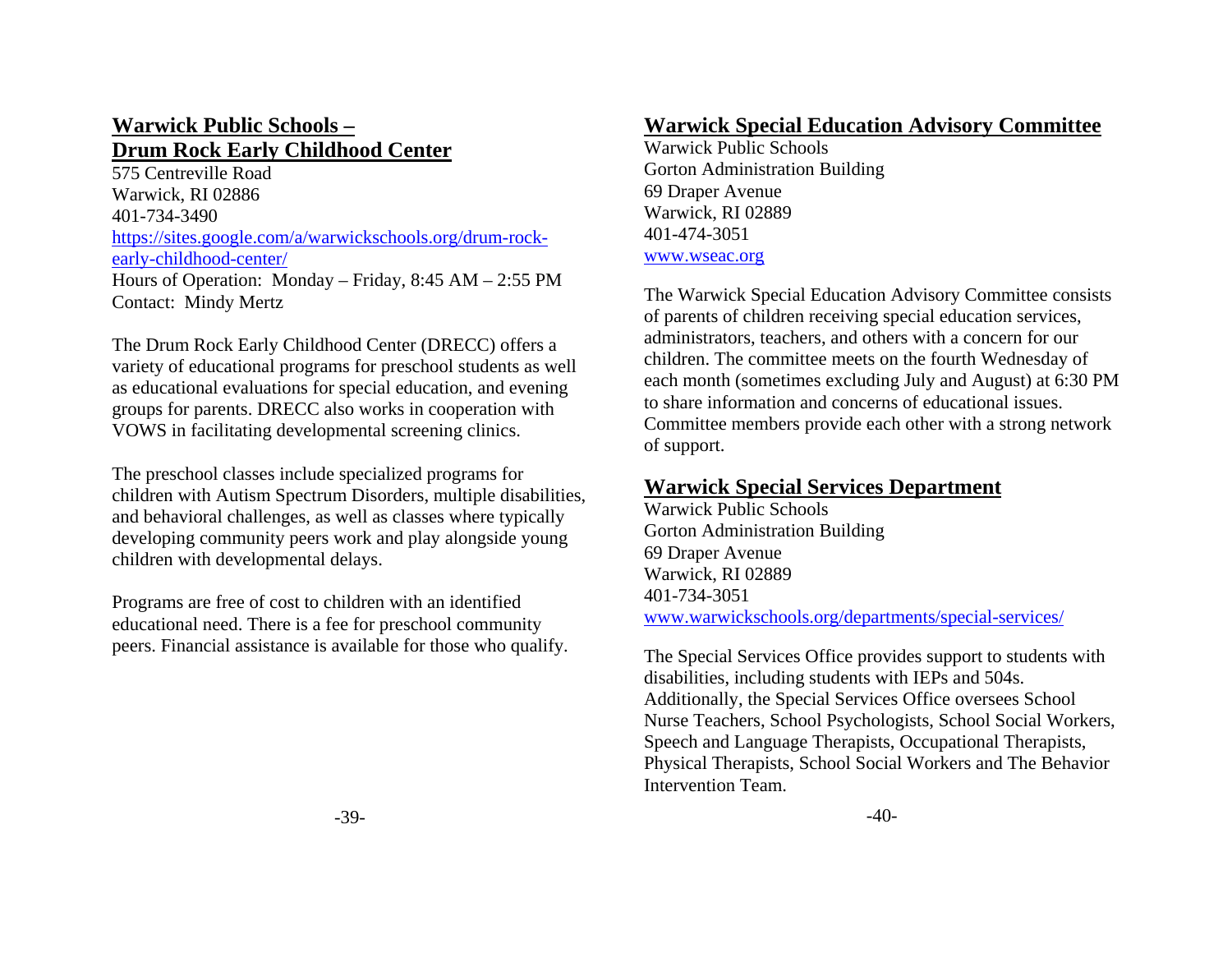## Warwick Public Schools – Drum Rock Early Childhood Center

575 Centreville Road
Warwick, RI 02886
401-734-3490
https://sites.google.com/a/warwickschools.org/drum-rock-early-childhood-center/
Hours of Operation: Monday – Friday, 8:45 AM – 2:55 PM
Contact: Mindy Mertz

The Drum Rock Early Childhood Center (DRECC) offers a variety of educational programs for preschool students as well as educational evaluations for special education, and evening groups for parents. DRECC also works in cooperation with VOWS in facilitating developmental screening clinics.

The preschool classes include specialized programs for children with Autism Spectrum Disorders, multiple disabilities, and behavioral challenges, as well as classes where typically developing community peers work and play alongside young children with developmental delays.

Programs are free of cost to children with an identified educational need. There is a fee for preschool community peers. Financial assistance is available for those who qualify.

## Warwick Special Education Advisory Committee

Warwick Public Schools
Gorton Administration Building
69 Draper Avenue
Warwick, RI 02889
401-474-3051
www.wseac.org

The Warwick Special Education Advisory Committee consists of parents of children receiving special education services, administrators, teachers, and others with a concern for our children. The committee meets on the fourth Wednesday of each month (sometimes excluding July and August) at 6:30 PM to share information and concerns of educational issues. Committee members provide each other with a strong network of support.

## Warwick Special Services Department

Warwick Public Schools
Gorton Administration Building
69 Draper Avenue
Warwick, RI 02889
401-734-3051
www.warwickschools.org/departments/special-services/

The Special Services Office provides support to students with disabilities, including students with IEPs and 504s. Additionally, the Special Services Office oversees School Nurse Teachers, School Psychologists, School Social Workers, Speech and Language Therapists, Occupational Therapists, Physical Therapists, School Social Workers and The Behavior Intervention Team.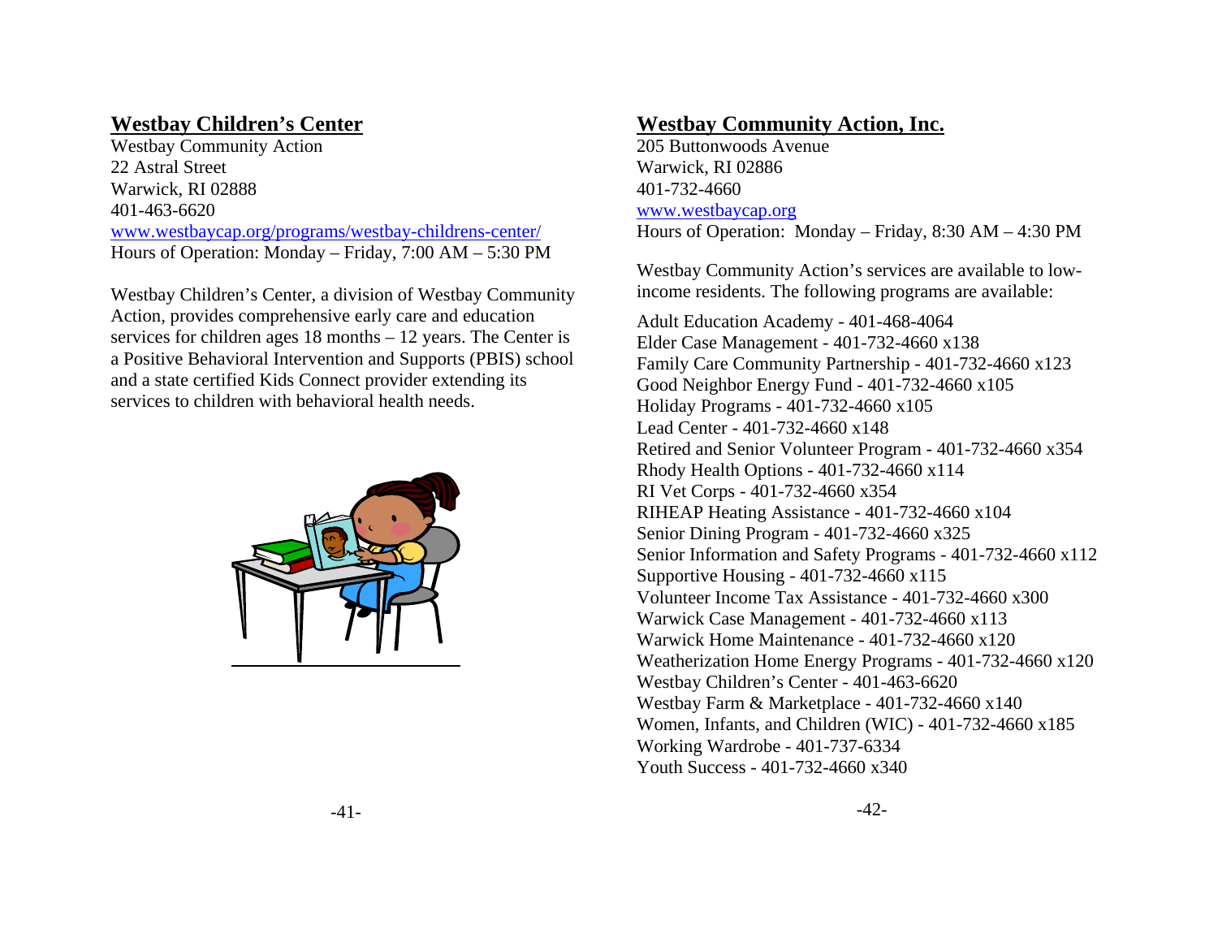## Westbay Children's Center

Westbay Community Action
22 Astral Street
Warwick, RI 02888
401-463-6620
www.westbaycap.org/programs/westbay-childrens-center/
Hours of Operation: Monday – Friday, 7:00 AM – 5:30 PM

Westbay Children's Center, a division of Westbay Community Action, provides comprehensive early care and education services for children ages 18 months – 12 years. The Center is a Positive Behavioral Intervention and Supports (PBIS) school and a state certified Kids Connect provider extending its services to children with behavioral health needs.

## Westbay Community Action, Inc.

205 Buttonwoods Avenue
Warwick, RI 02886
401-732-4660
www.westbaycap.org
Hours of Operation: Monday – Friday, 8:30 AM – 4:30 PM

Westbay Community Action's services are available to low-income residents. The following programs are available:

Adult Education Academy - 401-468-4064
Elder Case Management - 401-732-4660 x138
Family Care Community Partnership - 401-732-4660 x123
Good Neighbor Energy Fund - 401-732-4660 x105
Holiday Programs - 401-732-4660 x105
Lead Center - 401-732-4660 x148
Retired and Senior Volunteer Program - 401-732-4660 x354
Rhody Health Options - 401-732-4660 x114
RI Vet Corps - 401-732-4660 x354
RIHEAP Heating Assistance - 401-732-4660 x104
Senior Dining Program - 401-732-4660 x325
Senior Information and Safety Programs - 401-732-4660 x112
Supportive Housing - 401-732-4660 x115
Volunteer Income Tax Assistance - 401-732-4660 x300
Warwick Case Management - 401-732-4660 x113
Warwick Home Maintenance - 401-732-4660 x120
Weatherization Home Energy Programs - 401-732-4660 x120
Westbay Children's Center - 401-463-6620
Westbay Farm & Marketplace - 401-732-4660 x140
Women, Infants, and Children (WIC) - 401-732-4660 x185
Working Wardrobe - 401-737-6334
Youth Success - 401-732-4660 x340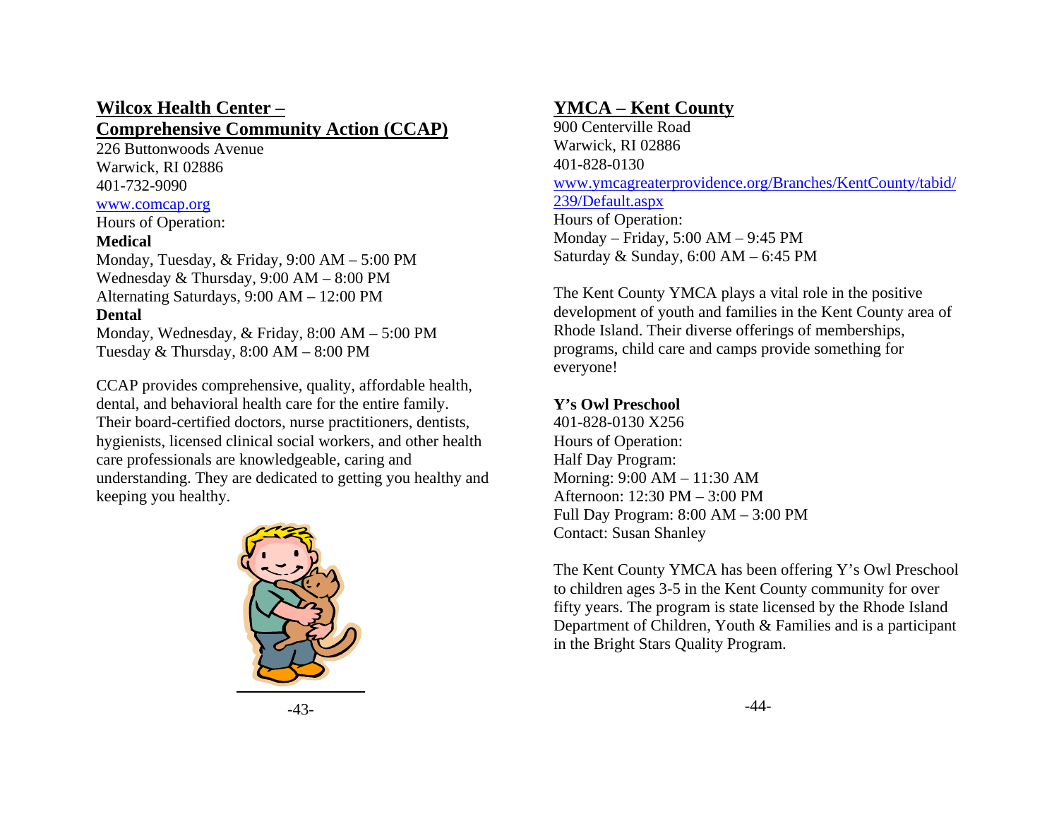## Wilcox Health Center – Comprehensive Community Action (CCAP)

226 Buttonwoods Avenue
Warwick, RI 02886
401-732-9090
www.comcap.org
Hours of Operation:

**Medical**

Monday, Tuesday, & Friday, 9:00 AM – 5:00 PM
Wednesday & Thursday, 9:00 AM – 8:00 PM
Alternating Saturdays, 9:00 AM – 12:00 PM

**Dental**

Monday, Wednesday, & Friday, 8:00 AM – 5:00 PM
Tuesday & Thursday, 8:00 AM – 8:00 PM

CCAP provides comprehensive, quality, affordable health, dental, and behavioral health care for the entire family. Their board-certified doctors, nurse practitioners, dentists, hygienists, licensed clinical social workers, and other health care professionals are knowledgeable, caring and understanding. They are dedicated to getting you healthy and keeping you healthy.

## YMCA – Kent County

900 Centerville Road
Warwick, RI 02886
401-828-0130
www.ymcagreaterprovidence.org/Branches/KentCounty/tabid/239/Default.aspx
Hours of Operation:
Monday – Friday, 5:00 AM – 9:45 PM
Saturday & Sunday, 6:00 AM – 6:45 PM

The Kent County YMCA plays a vital role in the positive development of youth and families in the Kent County area of Rhode Island. Their diverse offerings of memberships, programs, child care and camps provide something for everyone!

**Y's Owl Preschool**

401-828-0130 X256
Hours of Operation:
Half Day Program:
Morning: 9:00 AM – 11:30 AM
Afternoon: 12:30 PM – 3:00 PM
Full Day Program: 8:00 AM – 3:00 PM
Contact: Susan Shanley

The Kent County YMCA has been offering Y's Owl Preschool to children ages 3-5 in the Kent County community for over fifty years. The program is state licensed by the Rhode Island Department of Children, Youth & Families and is a participant in the Bright Stars Quality Program.